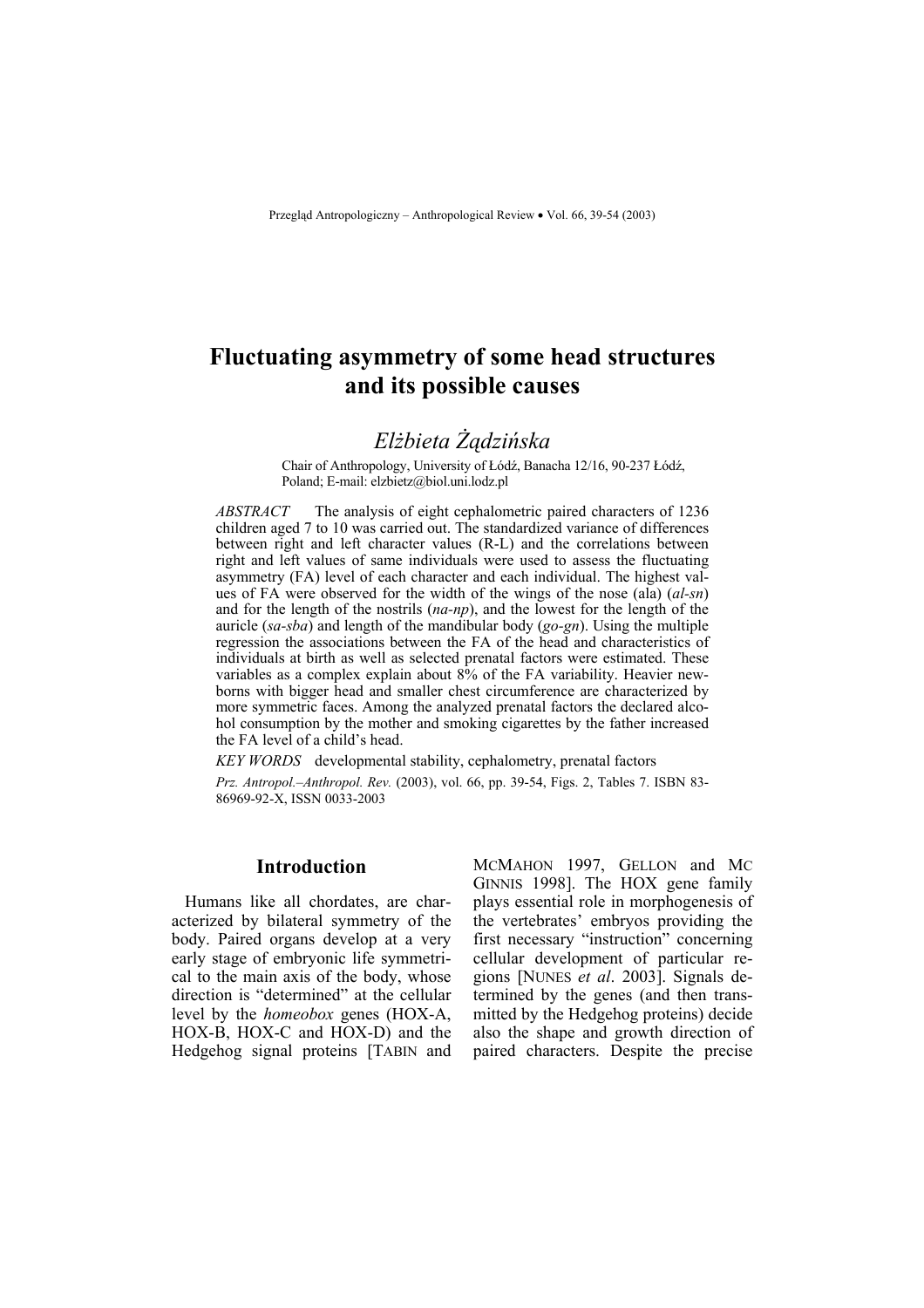# Fluctuating asymmetry of some head structures and its possible causes

*Elżbieta Żądzińska*

Chair of Anthropology, University of Łódź, Banacha 12/16, 90-237 Łódź, Poland; E-mail: elzbietz@biol.uni.lodz.pl

*ABSTRACT* The analysis of eight cephalometric paired characters of 1236 children aged 7 to 10 was carried out. The standardized variance of differences between right and left character values (R-L) and the correlations between right and left values of same individuals were used to assess the fluctuating asymmetry (FA) level of each character and each individual. The highest values of FA were observed for the width of the wings of the nose (ala) (*al-sn*) and for the length of the nostrils (*na-np*), and the lowest for the length of the auricle (*sa-sba*) and length of the mandibular body (*go-gn*). Using the multiple regression the associations between the FA of the head and characteristics of individuals at birth as well as selected prenatal factors were estimated. These variables as a complex explain about 8% of the FA variability. Heavier newborns with bigger head and smaller chest circumference are characterized by more symmetric faces. Among the analyzed prenatal factors the declared alcohol consumption by the mother and smoking cigarettes by the father increased the FA level of a child's head.

*KEY WORDS* developmental stability, cephalometry, prenatal factors

*Prz. Antropol.–Anthropol. Rev.* (2003), vol. 66, pp. 39-54, Figs. 2, Tables 7. ISBN 83-86969-92-X, ISSN 0033-2003

## Introduction

Humans like all chordates, are characterized by bilateral symmetry of the body. Paired organs develop at a very early stage of embryonic life symmetrical to the main axis of the body, whose direction is "determined" at the cellular level by the *homeobox* genes (HOX-A, HOX-B, HOX-C and HOX-D) and the Hedgehog signal proteins [TABIN and MCMAHON 1997, GELLON and MC GINNIS 1998]. The HOX gene family plays essential role in morphogenesis of the vertebrates' embryos providing the first necessary "instruction" concerning cellular development of particular regions [NUNES *et al*. 2003]. Signals determined by the genes (and then transmitted by the Hedgehog proteins) decide also the shape and growth direction of paired characters. Despite the precise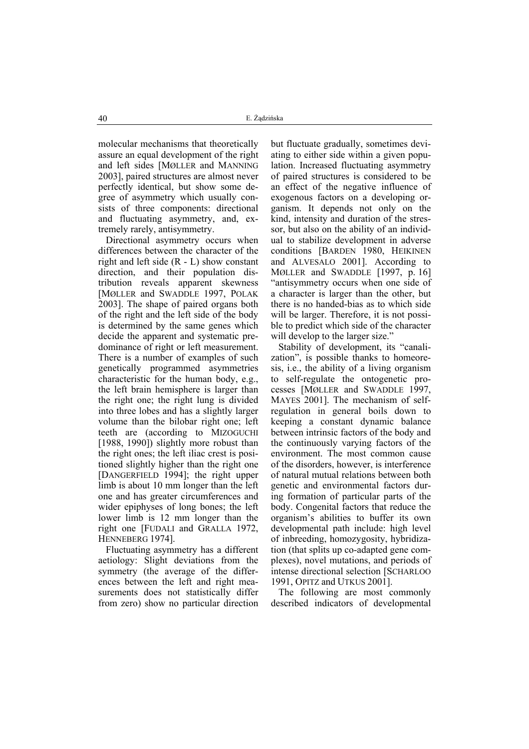molecular mechanisms that theoretically assure an equal development of the right and left sides [MØLLER and MANNING 2003], paired structures are almost never perfectly identical, but show some degree of asymmetry which usually consists of three components: directional and fluctuating asymmetry, and, extremely rarely, antisymmetry.

Directional asymmetry occurs when differences between the character of the right and left side (R - L) show constant direction, and their population distribution reveals apparent skewness [MØLLER and SWADDLE 1997, POLAK 2003]. The shape of paired organs both of the right and the left side of the body is determined by the same genes which decide the apparent and systematic predominance of right or left measurement. There is a number of examples of such genetically programmed asymmetries characteristic for the human body, e.g., the left brain hemisphere is larger than the right one; the right lung is divided into three lobes and has a slightly larger volume than the bilobar right one; left teeth are (according to MIZOGUCHI [1988, 1990]) slightly more robust than the right ones; the left iliac crest is positioned slightly higher than the right one [DANGERFIELD 1994]; the right upper limb is about 10 mm longer than the left one and has greater circumferences and wider epiphyses of long bones; the left lower limb is 12 mm longer than the right one [FUDALI and GRALLA 1972, HENNEBERG 1974].

Fluctuating asymmetry has a different aetiology: Slight deviations from the symmetry (the average of the differences between the left and right measurements does not statistically differ from zero) show no particular direction but fluctuate gradually, sometimes deviating to either side within a given population. Increased fluctuating asymmetry of paired structures is considered to be an effect of the negative influence of exogenous factors on a developing organism. It depends not only on the kind, intensity and duration of the stressor, but also on the ability of an individual to stabilize development in adverse conditions [BARDEN 1980, HEIKINEN and ALVESALO 2001]. According to MØLLER and SWADDLE [1997, p. 16] "antisymmetry occurs when one side of a character is larger than the other, but there is no handed-bias as to which side will be larger. Therefore, it is not possible to predict which side of the character will develop to the larger size."

Stability of development, its "canalization", is possible thanks to homeoresis, i.e., the ability of a living organism to self-regulate the ontogenetic processes [MØLLER and SWADDLE 1997, MAYES 2001]. The mechanism of self-regulation in general boils down to keeping a constant dynamic balance between intrinsic factors of the body and the continuously varying factors of the environment. The most common cause of the disorders, however, is interference of natural mutual relations between both genetic and environmental factors during formation of particular parts of the body. Congenital factors that reduce the organism's abilities to buffer its own developmental path include: high level of inbreeding, homozygosity, hybridization (that splits up co-adapted gene complexes), novel mutations, and periods of intense directional selection [SCHARLOO 1991, OPITZ and UTKUS 2001].

The following are most commonly described indicators of developmental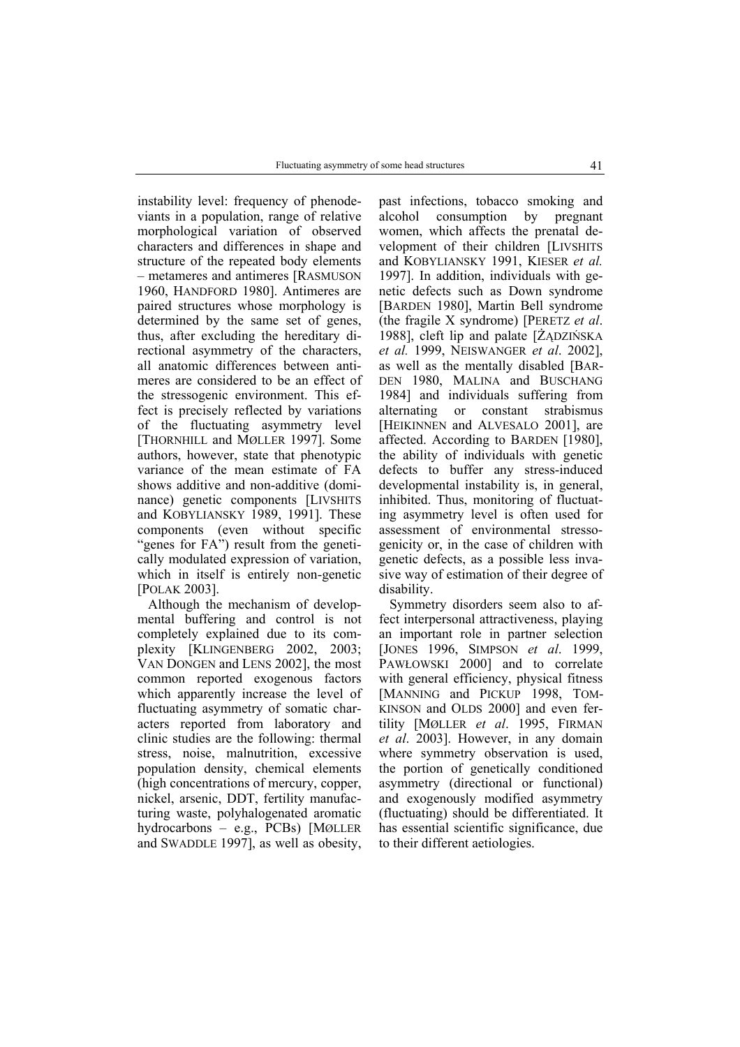instability level: frequency of phenodeviants in a population, range of relative morphological variation of observed characters and differences in shape and structure of the repeated body elements – metameres and antimeres [RASMUSON 1960, HANDFORD 1980]. Antimeres are paired structures whose morphology is determined by the same set of genes, thus, after excluding the hereditary directional asymmetry of the characters, all anatomic differences between antimeres are considered to be an effect of the stressogenic environment. This effect is precisely reflected by variations of the fluctuating asymmetry level [THORNHILL and MØLLER 1997]. Some authors, however, state that phenotypic variance of the mean estimate of FA shows additive and non-additive (dominance) genetic components [LIVSHITS and KOBYLIANSKY 1989, 1991]. These components (even without specific "genes for FA") result from the genetically modulated expression of variation, which in itself is entirely non-genetic [POLAK 2003].

Although the mechanism of developmental buffering and control is not completely explained due to its complexity [KLINGENBERG 2002, 2003; VAN DONGEN and LENS 2002], the most common reported exogenous factors which apparently increase the level of fluctuating asymmetry of somatic characters reported from laboratory and clinic studies are the following: thermal stress, noise, malnutrition, excessive population density, chemical elements (high concentrations of mercury, copper, nickel, arsenic, DDT, fertility manufacturing waste, polyhalogenated aromatic hydrocarbons – e.g., PCBs) [MØLLER and SWADDLE 1997], as well as obesity, past infections, tobacco smoking and alcohol consumption by pregnant women, which affects the prenatal development of their children [LIVSHITS and KOBYLIANSKY 1991, KIESER *et al.* 1997]. In addition, individuals with genetic defects such as Down syndrome [BARDEN 1980], Martin Bell syndrome (the fragile X syndrome) [PERETZ *et al*. 1988], cleft lip and palate [ŻĄDZIŃSKA *et al.* 1999, NEISWANGER *et al*. 2002], as well as the mentally disabled [BARDEN 1980, MALINA and BUSCHANG 1984] and individuals suffering from alternating or constant strabismus [HEIKINNEN and ALVESALO 2001], are affected. According to BARDEN [1980], the ability of individuals with genetic defects to buffer any stress-induced developmental instability is, in general, inhibited. Thus, monitoring of fluctuating asymmetry level is often used for assessment of environmental stressogenicity or, in the case of children with genetic defects, as a possible less invasive way of estimation of their degree of disability.

Symmetry disorders seem also to affect interpersonal attractiveness, playing an important role in partner selection [JONES 1996, SIMPSON *et al*. 1999, PAWŁOWSKI 2000] and to correlate with general efficiency, physical fitness [MANNING and PICKUP 1998, TOMKINSON and OLDS 2000] and even fertility [MØLLER *et al*. 1995, FIRMAN *et al*. 2003]. However, in any domain where symmetry observation is used, the portion of genetically conditioned asymmetry (directional or functional) and exogenously modified asymmetry (fluctuating) should be differentiated. It has essential scientific significance, due to their different aetiologies.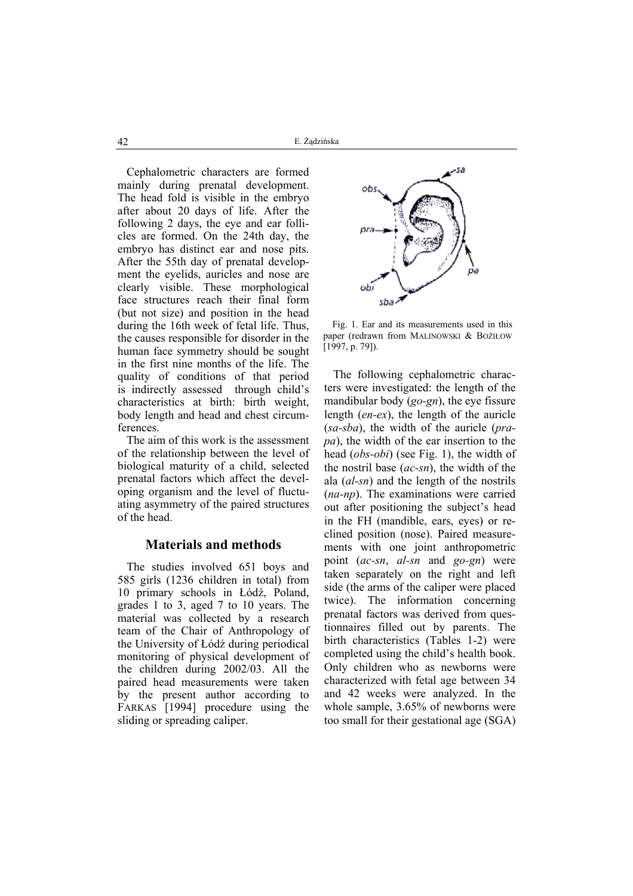Cephalometric characters are formed mainly during prenatal development. The head fold is visible in the embryo after about 20 days of life. After the following 2 days, the eye and ear follicles are formed. On the 24th day, the embryo has distinct ear and nose pits. After the 55th day of prenatal development the eyelids, auricles and nose are clearly visible. These morphological face structures reach their final form (but not size) and position in the head during the 16th week of fetal life. Thus, the causes responsible for disorder in the human face symmetry should be sought in the first nine months of the life. The quality of conditions of that period is indirectly assessed through child's characteristics at birth: birth weight, body length and head and chest circumferences.

The aim of this work is the assessment of the relationship between the level of biological maturity of a child, selected prenatal factors which affect the developing organism and the level of fluctuating asymmetry of the paired structures of the head.

## Materials and methods

The studies involved 651 boys and 585 girls (1236 children in total) from 10 primary schools in Łódź, Poland, grades 1 to 3, aged 7 to 10 years. The material was collected by a research team of the Chair of Anthropology of the University of Łódź during periodical monitoring of physical development of the children during 2002/03. All the paired head measurements were taken by the present author according to FARKAS [1994] procedure using the sliding or spreading caliper.

Fig. 1. Ear and its measurements used in this paper (redrawn from MALINOWSKI & BOŻIŁOW [1997, p. 79]).

The following cephalometric characters were investigated: the length of the mandibular body (*go-gn*), the eye fissure length (*en-ex*), the length of the auricle (*sa-sba*), the width of the auricle (*pra-pa*), the width of the ear insertion to the head (*obs-obi*) (see Fig. 1), the width of the nostril base (*ac-sn*), the width of the ala (*al-sn*) and the length of the nostrils (*na-np*). The examinations were carried out after positioning the subject's head in the FH (mandible, ears, eyes) or reclined position (nose). Paired measurements with one joint anthropometric point (*ac-sn*, *al-sn* and *go-gn*) were taken separately on the right and left side (the arms of the caliper were placed twice). The information concerning prenatal factors was derived from questionnaires filled out by parents. The birth characteristics (Tables 1-2) were completed using the child's health book. Only children who as newborns were characterized with fetal age between 34 and 42 weeks were analyzed. In the whole sample, 3.65% of newborns were too small for their gestational age (SGA)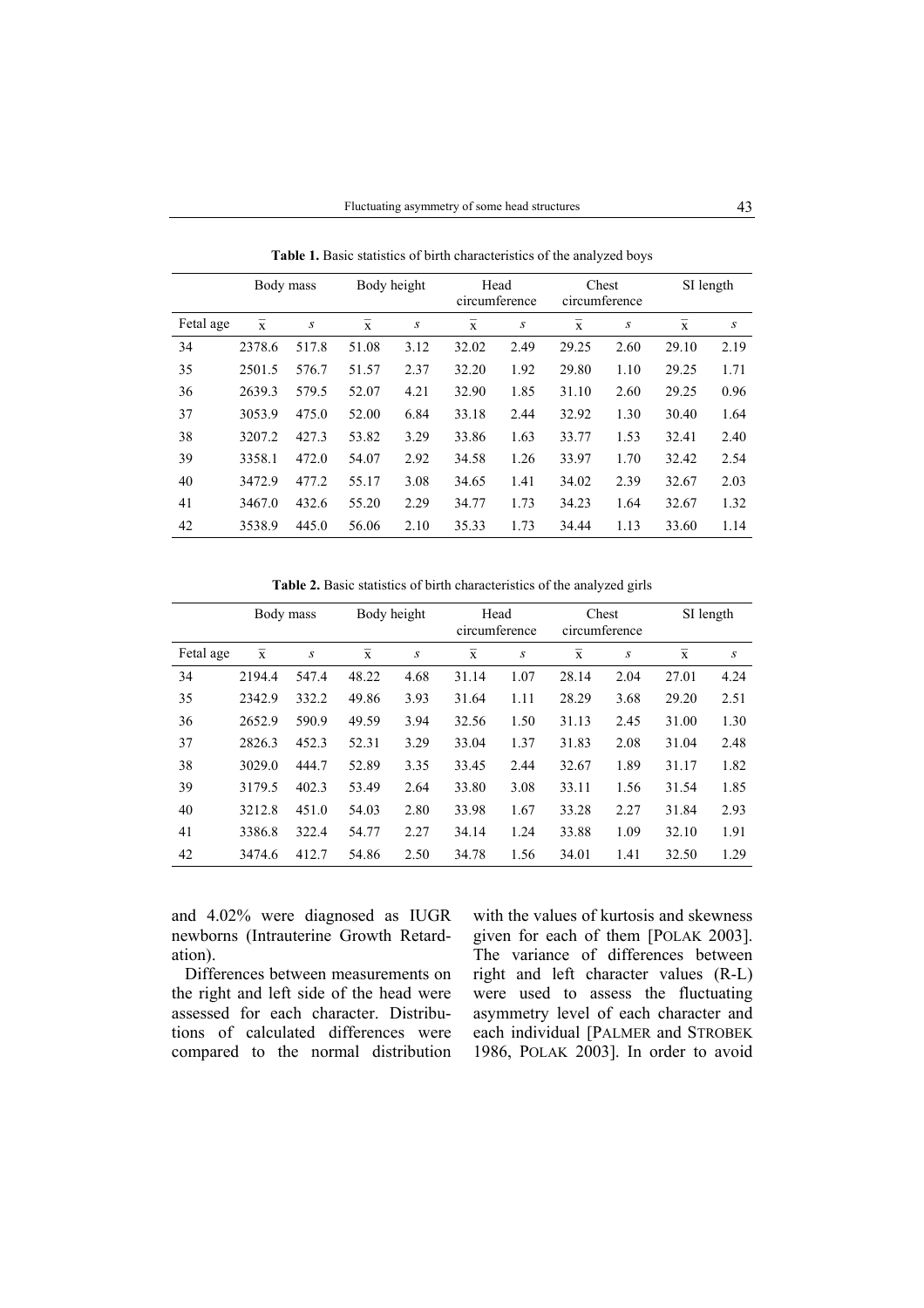**Table 1.** Basic statistics of birth characteristics of the analyzed boys

| | Body mass | | Body height | | Head circumference | | Chest circumference | | SI length | |
|---|---|---|---|---|---|---|---|---|---|---|
| Fetal age | $\bar{x}$ | $s$ | $\bar{x}$ | $s$ | $\bar{x}$ | $s$ | $\bar{x}$ | $s$ | $\bar{x}$ | $s$ |
| 34 | 2378.6 | 517.8 | 51.08 | 3.12 | 32.02 | 2.49 | 29.25 | 2.60 | 29.10 | 2.19 |
| 35 | 2501.5 | 576.7 | 51.57 | 2.37 | 32.20 | 1.92 | 29.80 | 1.10 | 29.25 | 1.71 |
| 36 | 2639.3 | 579.5 | 52.07 | 4.21 | 32.90 | 1.85 | 31.10 | 2.60 | 29.25 | 0.96 |
| 37 | 3053.9 | 475.0 | 52.00 | 6.84 | 33.18 | 2.44 | 32.92 | 1.30 | 30.40 | 1.64 |
| 38 | 3207.2 | 427.3 | 53.82 | 3.29 | 33.86 | 1.63 | 33.77 | 1.53 | 32.41 | 2.40 |
| 39 | 3358.1 | 472.0 | 54.07 | 2.92 | 34.58 | 1.26 | 33.97 | 1.70 | 32.42 | 2.54 |
| 40 | 3472.9 | 477.2 | 55.17 | 3.08 | 34.65 | 1.41 | 34.02 | 2.39 | 32.67 | 2.03 |
| 41 | 3467.0 | 432.6 | 55.20 | 2.29 | 34.77 | 1.73 | 34.23 | 1.64 | 32.67 | 1.32 |
| 42 | 3538.9 | 445.0 | 56.06 | 2.10 | 35.33 | 1.73 | 34.44 | 1.13 | 33.60 | 1.14 |

**Table 2.** Basic statistics of birth characteristics of the analyzed girls

| | Body mass | | Body height | | Head circumference | | Chest circumference | | SI length | |
|---|---|---|---|---|---|---|---|---|---|---|
| Fetal age | $\bar{x}$ | $s$ | $\bar{x}$ | $s$ | $\bar{x}$ | $s$ | $\bar{x}$ | $s$ | $\bar{x}$ | $s$ |
| 34 | 2194.4 | 547.4 | 48.22 | 4.68 | 31.14 | 1.07 | 28.14 | 2.04 | 27.01 | 4.24 |
| 35 | 2342.9 | 332.2 | 49.86 | 3.93 | 31.64 | 1.11 | 28.29 | 3.68 | 29.20 | 2.51 |
| 36 | 2652.9 | 590.9 | 49.59 | 3.94 | 32.56 | 1.50 | 31.13 | 2.45 | 31.00 | 1.30 |
| 37 | 2826.3 | 452.3 | 52.31 | 3.29 | 33.04 | 1.37 | 31.83 | 2.08 | 31.04 | 2.48 |
| 38 | 3029.0 | 444.7 | 52.89 | 3.35 | 33.45 | 2.44 | 32.67 | 1.89 | 31.17 | 1.82 |
| 39 | 3179.5 | 402.3 | 53.49 | 2.64 | 33.80 | 3.08 | 33.11 | 1.56 | 31.54 | 1.85 |
| 40 | 3212.8 | 451.0 | 54.03 | 2.80 | 33.98 | 1.67 | 33.28 | 2.27 | 31.84 | 2.93 |
| 41 | 3386.8 | 322.4 | 54.77 | 2.27 | 34.14 | 1.24 | 33.88 | 1.09 | 32.10 | 1.91 |
| 42 | 3474.6 | 412.7 | 54.86 | 2.50 | 34.78 | 1.56 | 34.01 | 1.41 | 32.50 | 1.29 |

and 4.02% were diagnosed as IUGR newborns (Intrauterine Growth Retardation).

Differences between measurements on the right and left side of the head were assessed for each character. Distributions of calculated differences were compared to the normal distribution with the values of kurtosis and skewness given for each of them [POLAK 2003]. The variance of differences between right and left character values (R-L) were used to assess the fluctuating asymmetry level of each character and each individual [PALMER and STROBEK 1986, POLAK 2003]. In order to avoid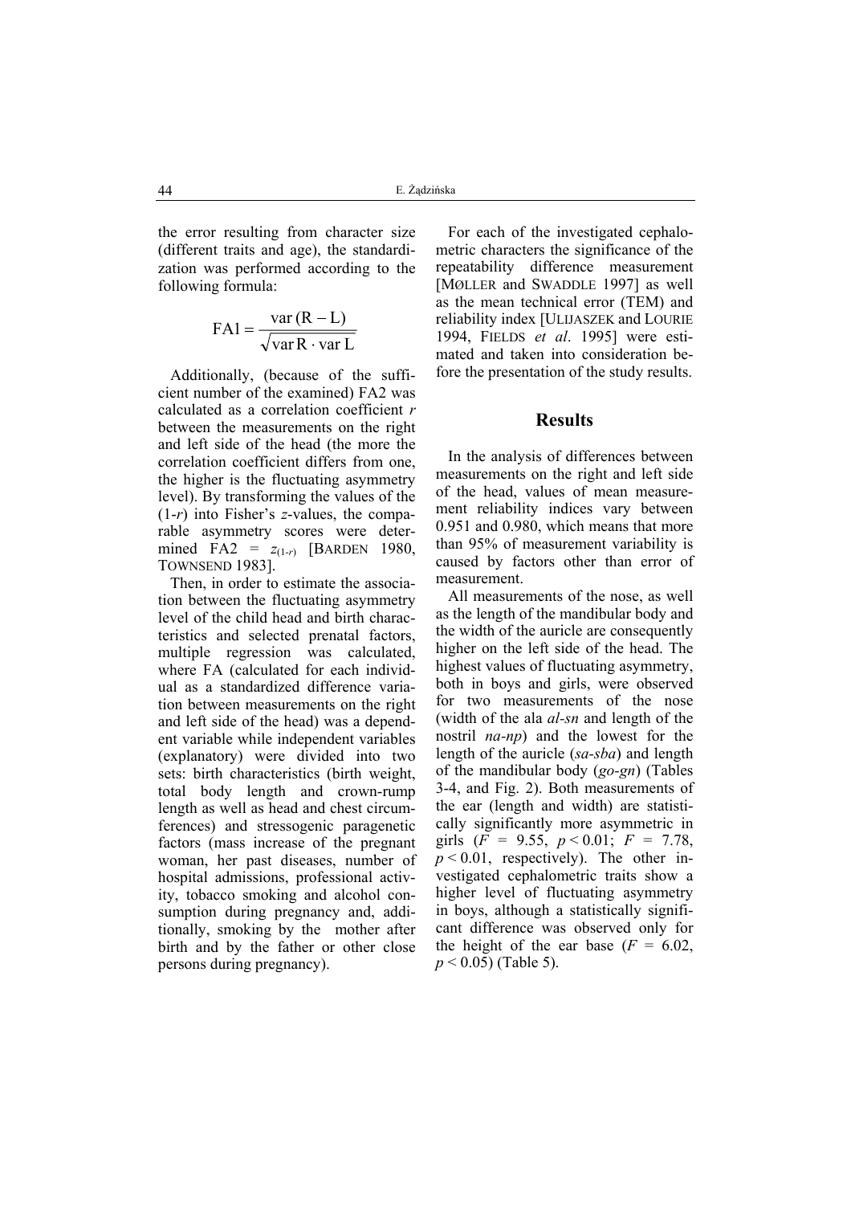the error resulting from character size (different traits and age), the standardization was performed according to the following formula:

$$FA1 = \frac{\text{var}(R - L)}{\sqrt{\text{var}\,R \cdot \text{var}\,L}}$$

Additionally, (because of the sufficient number of the examined) FA2 was calculated as a correlation coefficient *r* between the measurements on the right and left side of the head (the more the correlation coefficient differs from one, the higher is the fluctuating asymmetry level). By transforming the values of the (1-*r*) into Fisher's *z*-values, the comparable asymmetry scores were determined $FA2 = z_{(1-r)}$ [BARDEN 1980, TOWNSEND 1983].

Then, in order to estimate the association between the fluctuating asymmetry level of the child head and birth characteristics and selected prenatal factors, multiple regression was calculated, where FA (calculated for each individual as a standardized difference variation between measurements on the right and left side of the head) was a dependent variable while independent variables (explanatory) were divided into two sets: birth characteristics (birth weight, total body length and crown-rump length as well as head and chest circumferences) and stressogenic paragenetic factors (mass increase of the pregnant woman, her past diseases, number of hospital admissions, professional activity, tobacco smoking and alcohol consumption during pregnancy and, additionally, smoking by the mother after birth and by the father or other close persons during pregnancy).

For each of the investigated cephalometric characters the significance of the repeatability difference measurement [MØLLER and SWADDLE 1997] as well as the mean technical error (TEM) and reliability index [ULIJASZEK and LOURIE 1994, FIELDS *et al*. 1995] were estimated and taken into consideration before the presentation of the study results.

## Results

In the analysis of differences between measurements on the right and left side of the head, values of mean measurement reliability indices vary between 0.951 and 0.980, which means that more than 95% of measurement variability is caused by factors other than error of measurement.

All measurements of the nose, as well as the length of the mandibular body and the width of the auricle are consequently higher on the left side of the head. The highest values of fluctuating asymmetry, both in boys and girls, were observed for two measurements of the nose (width of the ala *al-sn* and length of the nostril *na-np*) and the lowest for the length of the auricle (*sa-sba*) and length of the mandibular body (*go-gn*) (Tables 3-4, and Fig. 2). Both measurements of the ear (length and width) are statistically significantly more asymmetric in girls ($F = 9.55$, $p < 0.01$; $F = 7.78$, $p < 0.01$, respectively). The other investigated cephalometric traits show a higher level of fluctuating asymmetry in boys, although a statistically significant difference was observed only for the height of the ear base ($F = 6.02$, $p < 0.05$) (Table 5).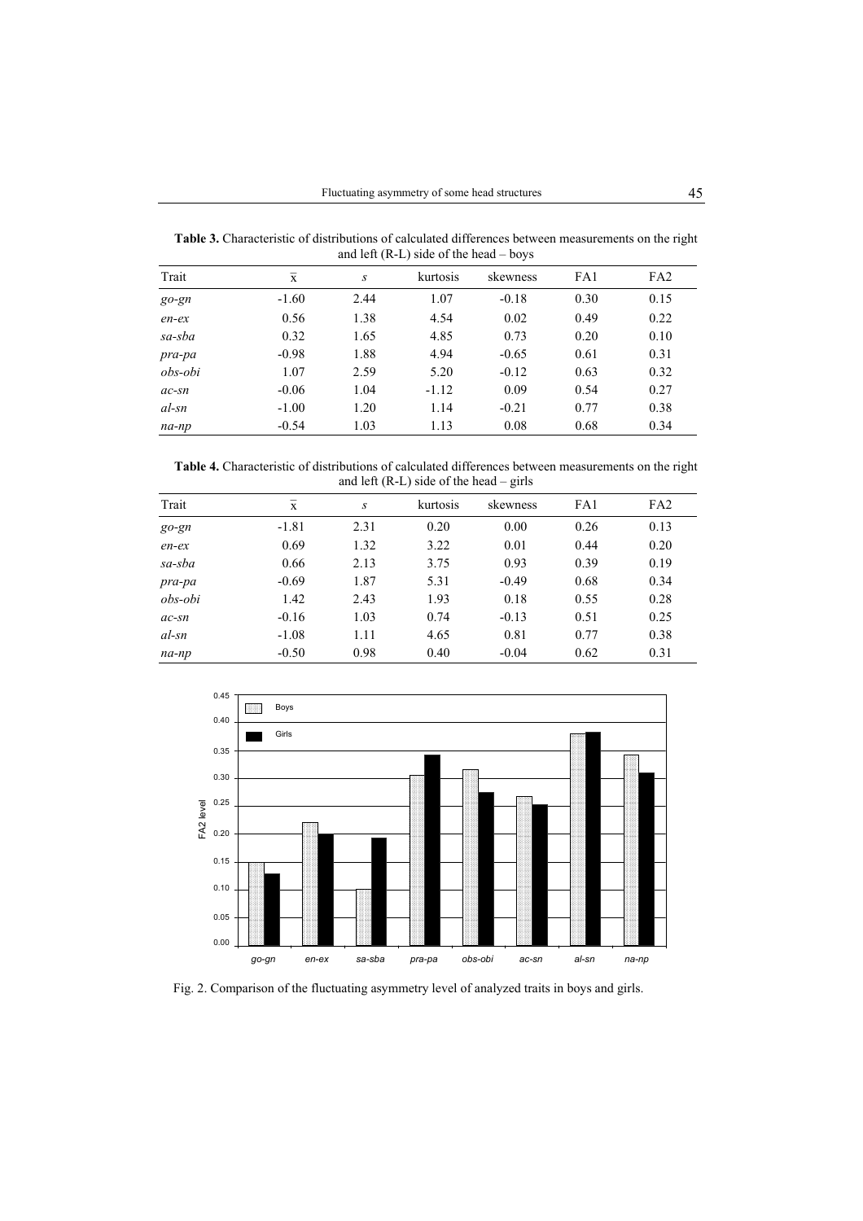**Table 3.** Characteristic of distributions of calculated differences between measurements on the right and left (R-L) side of the head – boys

| Trait | $\bar{x}$ | *s* | kurtosis | skewness | FA1 | FA2 |
|---|---|---|---|---|---|---|
| *go-gn* | -1.60 | 2.44 | 1.07 | -0.18 | 0.30 | 0.15 |
| *en-ex* | 0.56 | 1.38 | 4.54 | 0.02 | 0.49 | 0.22 |
| *sa-sba* | 0.32 | 1.65 | 4.85 | 0.73 | 0.20 | 0.10 |
| *pra-pa* | -0.98 | 1.88 | 4.94 | -0.65 | 0.61 | 0.31 |
| *obs-obi* | 1.07 | 2.59 | 5.20 | -0.12 | 0.63 | 0.32 |
| *ac-sn* | -0.06 | 1.04 | -1.12 | 0.09 | 0.54 | 0.27 |
| *al-sn* | -1.00 | 1.20 | 1.14 | -0.21 | 0.77 | 0.38 |
| *na-np* | -0.54 | 1.03 | 1.13 | 0.08 | 0.68 | 0.34 |

**Table 4.** Characteristic of distributions of calculated differences between measurements on the right and left (R-L) side of the head – girls

| Trait | $\bar{x}$ | *s* | kurtosis | skewness | FA1 | FA2 |
|---|---|---|---|---|---|---|
| *go-gn* | -1.81 | 2.31 | 0.20 | 0.00 | 0.26 | 0.13 |
| *en-ex* | 0.69 | 1.32 | 3.22 | 0.01 | 0.44 | 0.20 |
| *sa-sba* | 0.66 | 2.13 | 3.75 | 0.93 | 0.39 | 0.19 |
| *pra-pa* | -0.69 | 1.87 | 5.31 | -0.49 | 0.68 | 0.34 |
| *obs-obi* | 1.42 | 2.43 | 1.93 | 0.18 | 0.55 | 0.28 |
| *ac-sn* | -0.16 | 1.03 | 0.74 | -0.13 | 0.51 | 0.25 |
| *al-sn* | -1.08 | 1.11 | 4.65 | 0.81 | 0.77 | 0.38 |
| *na-np* | -0.50 | 0.98 | 0.40 | -0.04 | 0.62 | 0.31 |

Fig. 2. Comparison of the fluctuating asymmetry level of analyzed traits in boys and girls.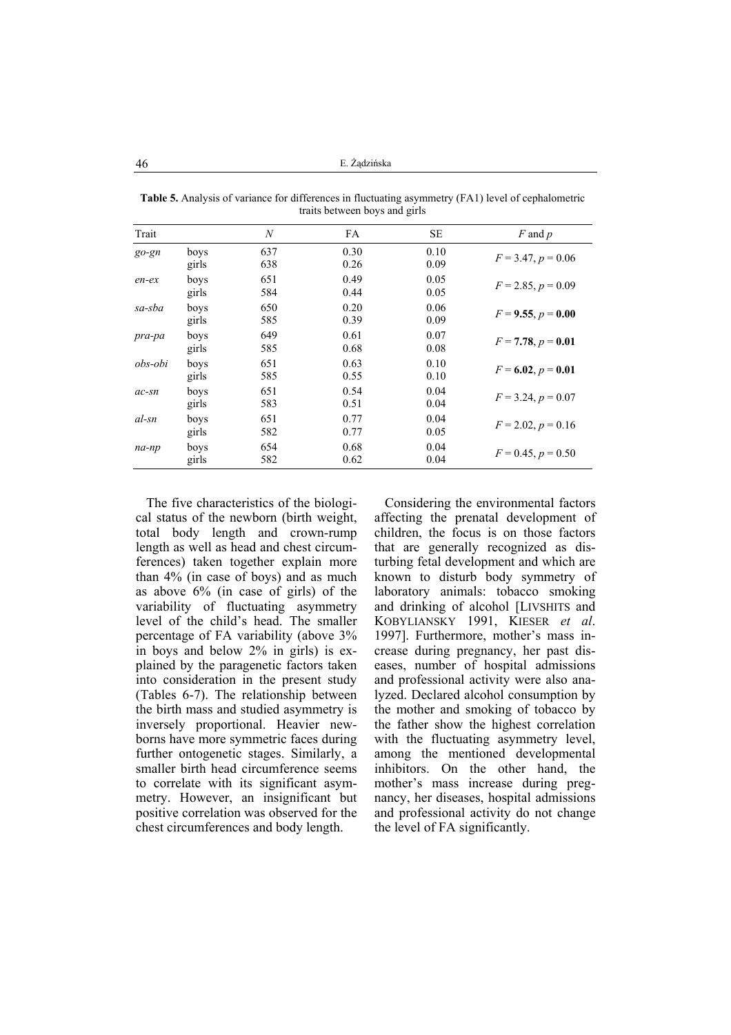**Table 5.** Analysis of variance for differences in fluctuating asymmetry (FA1) level of cephalometric traits between boys and girls

| Trait | | *N* | FA | SE | *F* and *p* |
|---|---|---|---|---|---|
| *go-gn* | boys | 637 | 0.30 | 0.10 | $F = 3.47$, $p = 0.06$ |
| | girls | 638 | 0.26 | 0.09 | |
| *en-ex* | boys | 651 | 0.49 | 0.05 | $F = 2.85$, $p = 0.09$ |
| | girls | 584 | 0.44 | 0.05 | |
| *sa-sba* | boys | 650 | 0.20 | 0.06 | $F = \mathbf{9.55}$, $p = \mathbf{0.00}$ |
| | girls | 585 | 0.39 | 0.09 | |
| *pra-pa* | boys | 649 | 0.61 | 0.07 | $F = \mathbf{7.78}$, $p = \mathbf{0.01}$ |
| | girls | 585 | 0.68 | 0.08 | |
| *obs-obi* | boys | 651 | 0.63 | 0.10 | $F = \mathbf{6.02}$, $p = \mathbf{0.01}$ |
| | girls | 585 | 0.55 | 0.10 | |
| *ac-sn* | boys | 651 | 0.54 | 0.04 | $F = 3.24$, $p = 0.07$ |
| | girls | 583 | 0.51 | 0.04 | |
| *al-sn* | boys | 651 | 0.77 | 0.04 | $F = 2.02$, $p = 0.16$ |
| | girls | 582 | 0.77 | 0.05 | |
| *na-np* | boys | 654 | 0.68 | 0.04 | $F = 0.45$, $p = 0.50$ |
| | girls | 582 | 0.62 | 0.04 | |

The five characteristics of the biological status of the newborn (birth weight, total body length and crown-rump length as well as head and chest circumferences) taken together explain more than 4% (in case of boys) and as much as above 6% (in case of girls) of the variability of fluctuating asymmetry level of the child's head. The smaller percentage of FA variability (above 3% in boys and below 2% in girls) is explained by the paragenetic factors taken into consideration in the present study (Tables 6-7). The relationship between the birth mass and studied asymmetry is inversely proportional. Heavier newborns have more symmetric faces during further ontogenetic stages. Similarly, a smaller birth head circumference seems to correlate with its significant asymmetry. However, an insignificant but positive correlation was observed for the chest circumferences and body length.

Considering the environmental factors affecting the prenatal development of children, the focus is on those factors that are generally recognized as disturbing fetal development and which are known to disturb body symmetry of laboratory animals: tobacco smoking and drinking of alcohol [LIVSHITS and KOBYLIANSKY 1991, KIESER *et al*. 1997]. Furthermore, mother's mass increase during pregnancy, her past diseases, number of hospital admissions and professional activity were also analyzed. Declared alcohol consumption by the mother and smoking of tobacco by the father show the highest correlation with the fluctuating asymmetry level, among the mentioned developmental inhibitors. On the other hand, the mother's mass increase during pregnancy, her diseases, hospital admissions and professional activity do not change the level of FA significantly.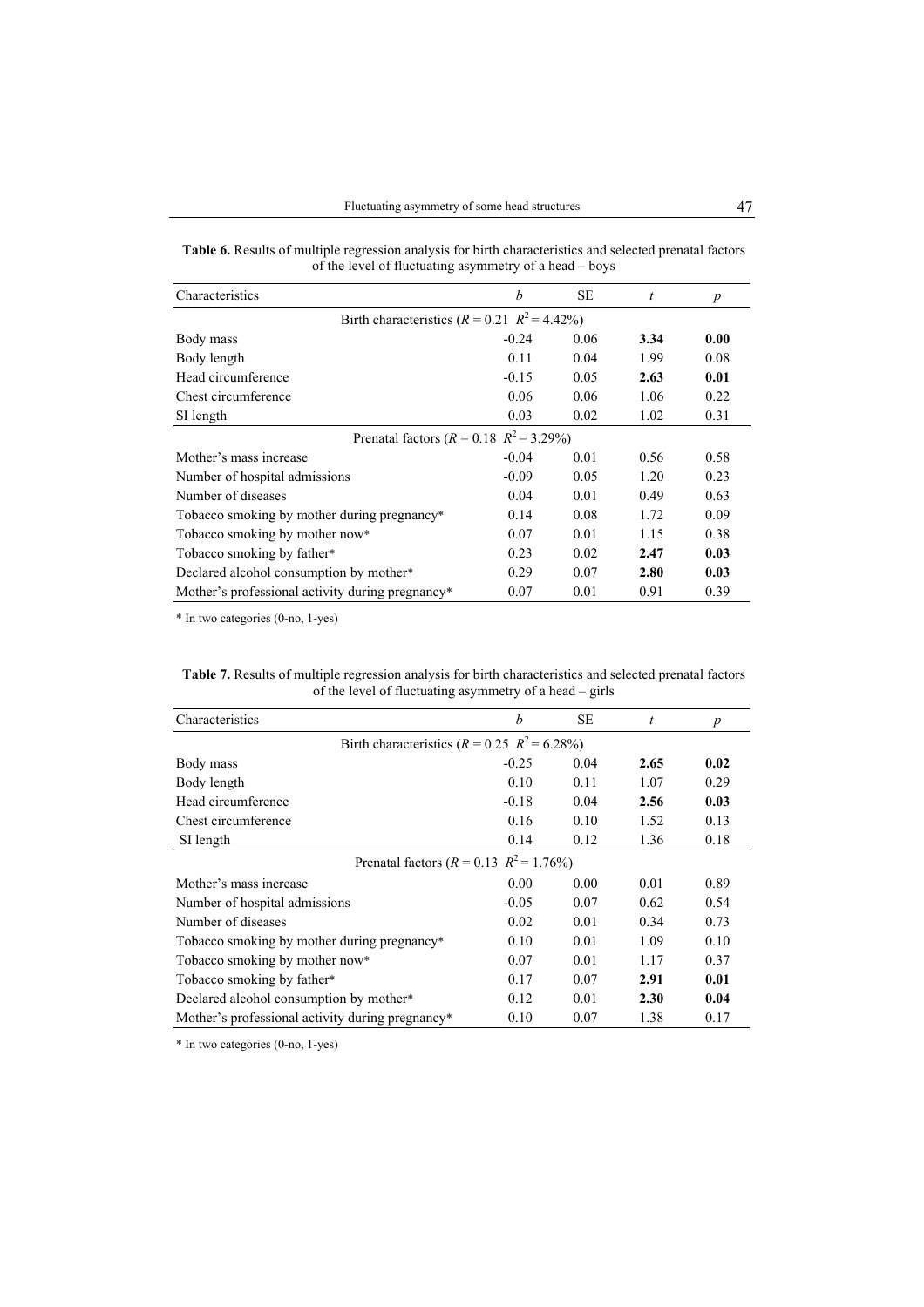**Table 6.** Results of multiple regression analysis for birth characteristics and selected prenatal factors of the level of fluctuating asymmetry of a head – boys

| Characteristics | $b$ | SE | $t$ | $p$ |
|---|---|---|---|---|
| Birth characteristics ($R = 0.21$  $R^2 = 4.42\%$) | | | | |
| Body mass | -0.24 | 0.06 | **3.34** | **0.00** |
| Body length | 0.11 | 0.04 | 1.99 | 0.08 |
| Head circumference | -0.15 | 0.05 | **2.63** | **0.01** |
| Chest circumference | 0.06 | 0.06 | 1.06 | 0.22 |
| SI length | 0.03 | 0.02 | 1.02 | 0.31 |
| Prenatal factors ($R = 0.18$  $R^2 = 3.29\%$) | | | | |
| Mother's mass increase | -0.04 | 0.01 | 0.56 | 0.58 |
| Number of hospital admissions | -0.09 | 0.05 | 1.20 | 0.23 |
| Number of diseases | 0.04 | 0.01 | 0.49 | 0.63 |
| Tobacco smoking by mother during pregnancy* | 0.14 | 0.08 | 1.72 | 0.09 |
| Tobacco smoking by mother now* | 0.07 | 0.01 | 1.15 | 0.38 |
| Tobacco smoking by father* | 0.23 | 0.02 | **2.47** | **0.03** |
| Declared alcohol consumption by mother* | 0.29 | 0.07 | **2.80** | **0.03** |
| Mother's professional activity during pregnancy* | 0.07 | 0.01 | 0.91 | 0.39 |

\* In two categories (0-no, 1-yes)

**Table 7.** Results of multiple regression analysis for birth characteristics and selected prenatal factors of the level of fluctuating asymmetry of a head – girls

| Characteristics | $b$ | SE | $t$ | $p$ |
|---|---|---|---|---|
| Birth characteristics ($R = 0.25$  $R^2 = 6.28\%$) | | | | |
| Body mass | -0.25 | 0.04 | **2.65** | **0.02** |
| Body length | 0.10 | 0.11 | 1.07 | 0.29 |
| Head circumference | -0.18 | 0.04 | **2.56** | **0.03** |
| Chest circumference | 0.16 | 0.10 | 1.52 | 0.13 |
| SI length | 0.14 | 0.12 | 1.36 | 0.18 |
| Prenatal factors ($R = 0.13$  $R^2 = 1.76\%$) | | | | |
| Mother's mass increase | 0.00 | 0.00 | 0.01 | 0.89 |
| Number of hospital admissions | -0.05 | 0.07 | 0.62 | 0.54 |
| Number of diseases | 0.02 | 0.01 | 0.34 | 0.73 |
| Tobacco smoking by mother during pregnancy* | 0.10 | 0.01 | 1.09 | 0.10 |
| Tobacco smoking by mother now* | 0.07 | 0.01 | 1.17 | 0.37 |
| Tobacco smoking by father* | 0.17 | 0.07 | **2.91** | **0.01** |
| Declared alcohol consumption by mother* | 0.12 | 0.01 | **2.30** | **0.04** |
| Mother's professional activity during pregnancy* | 0.10 | 0.07 | 1.38 | 0.17 |

\* In two categories (0-no, 1-yes)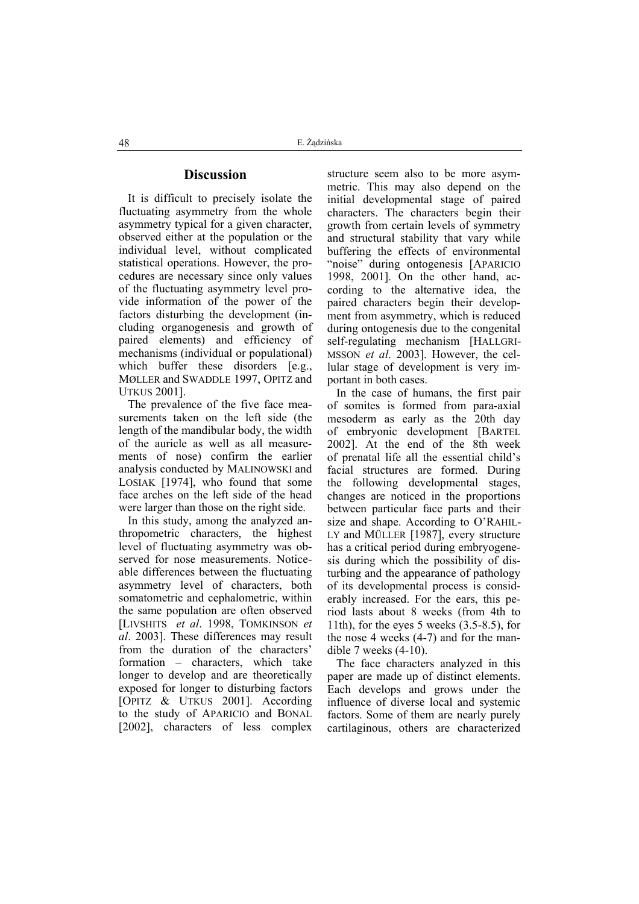## Discussion

It is difficult to precisely isolate the fluctuating asymmetry from the whole asymmetry typical for a given character, observed either at the population or the individual level, without complicated statistical operations. However, the procedures are necessary since only values of the fluctuating asymmetry level provide information of the power of the factors disturbing the development (including organogenesis and growth of paired elements) and efficiency of mechanisms (individual or populational) which buffer these disorders [e.g., MØLLER and SWADDLE 1997, OPITZ and UTKUS 2001].

The prevalence of the five face measurements taken on the left side (the length of the mandibular body, the width of the auricle as well as all measurements of nose) confirm the earlier analysis conducted by MALINOWSKI and LOSIAK [1974], who found that some face arches on the left side of the head were larger than those on the right side.

In this study, among the analyzed anthropometric characters, the highest level of fluctuating asymmetry was observed for nose measurements. Noticeable differences between the fluctuating asymmetry level of characters, both somatometric and cephalometric, within the same population are often observed [LIVSHITS *et al*. 1998, TOMKINSON *et al*. 2003]. These differences may result from the duration of the characters' formation – characters, which take longer to develop and are theoretically exposed for longer to disturbing factors [OPITZ & UTKUS 2001]. According to the study of APARICIO and BONAL [2002], characters of less complex structure seem also to be more asymmetric. This may also depend on the initial developmental stage of paired characters. The characters begin their growth from certain levels of symmetry and structural stability that vary while buffering the effects of environmental "noise" during ontogenesis [APARICIO 1998, 2001]. On the other hand, according to the alternative idea, the paired characters begin their development from asymmetry, which is reduced during ontogenesis due to the congenital self-regulating mechanism [HALLGRIMSSON *et al*. 2003]. However, the cellular stage of development is very important in both cases.

In the case of humans, the first pair of somites is formed from para-axial mesoderm as early as the 20th day of embryonic development [BARTEL 2002]. At the end of the 8th week of prenatal life all the essential child's facial structures are formed. During the following developmental stages, changes are noticed in the proportions between particular face parts and their size and shape. According to O'RAHILLY and MÜLLER [1987], every structure has a critical period during embryogenesis during which the possibility of disturbing and the appearance of pathology of its developmental process is considerably increased. For the ears, this period lasts about 8 weeks (from 4th to 11th), for the eyes 5 weeks (3.5-8.5), for the nose 4 weeks (4-7) and for the mandible 7 weeks (4-10).

The face characters analyzed in this paper are made up of distinct elements. Each develops and grows under the influence of diverse local and systemic factors. Some of them are nearly purely cartilaginous, others are characterized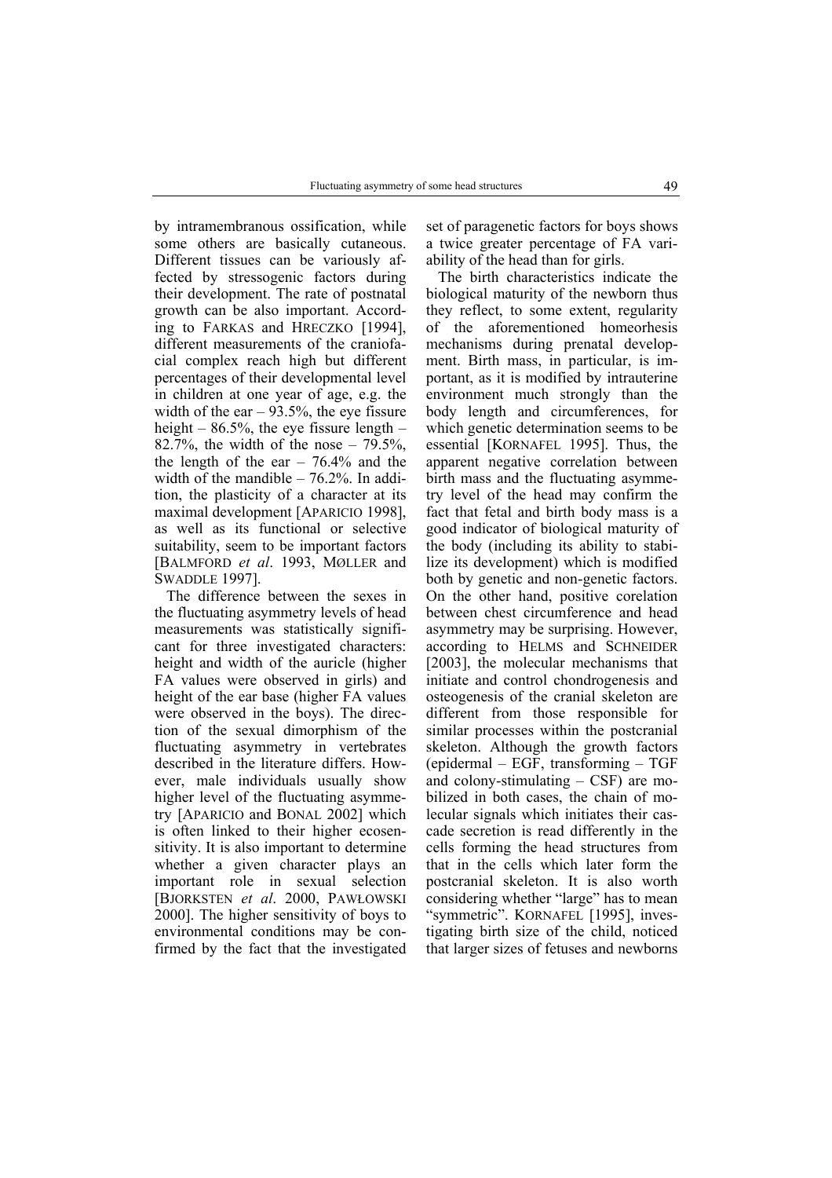by intramembranous ossification, while some others are basically cutaneous. Different tissues can be variously affected by stressogenic factors during their development. The rate of postnatal growth can be also important. According to FARKAS and HRECZKO [1994], different measurements of the craniofacial complex reach high but different percentages of their developmental level in children at one year of age, e.g. the width of the ear – 93.5%, the eye fissure height – 86.5%, the eye fissure length – 82.7%, the width of the nose – 79.5%, the length of the ear – 76.4% and the width of the mandible – 76.2%. In addition, the plasticity of a character at its maximal development [APARICIO 1998], as well as its functional or selective suitability, seem to be important factors [BALMFORD *et al*. 1993, MØLLER and SWADDLE 1997].

The difference between the sexes in the fluctuating asymmetry levels of head measurements was statistically significant for three investigated characters: height and width of the auricle (higher FA values were observed in girls) and height of the ear base (higher FA values were observed in the boys). The direction of the sexual dimorphism of the fluctuating asymmetry in vertebrates described in the literature differs. However, male individuals usually show higher level of the fluctuating asymmetry [APARICIO and BONAL 2002] which is often linked to their higher ecosensitivity. It is also important to determine whether a given character plays an important role in sexual selection [BJORKSTEN *et al*. 2000, PAWŁOWSKI 2000]. The higher sensitivity of boys to environmental conditions may be confirmed by the fact that the investigated set of paragenetic factors for boys shows a twice greater percentage of FA variability of the head than for girls.

The birth characteristics indicate the biological maturity of the newborn thus they reflect, to some extent, regularity of the aforementioned homeorhesis mechanisms during prenatal development. Birth mass, in particular, is important, as it is modified by intrauterine environment much strongly than the body length and circumferences, for which genetic determination seems to be essential [KORNAFEL 1995]. Thus, the apparent negative correlation between birth mass and the fluctuating asymmetry level of the head may confirm the fact that fetal and birth body mass is a good indicator of biological maturity of the body (including its ability to stabilize its development) which is modified both by genetic and non-genetic factors. On the other hand, positive corelation between chest circumference and head asymmetry may be surprising. However, according to HELMS and SCHNEIDER [2003], the molecular mechanisms that initiate and control chondrogenesis and osteogenesis of the cranial skeleton are different from those responsible for similar processes within the postcranial skeleton. Although the growth factors (epidermal – EGF, transforming – TGF and colony-stimulating – CSF) are mobilized in both cases, the chain of molecular signals which initiates their cascade secretion is read differently in the cells forming the head structures from that in the cells which later form the postcranial skeleton. It is also worth considering whether "large" has to mean "symmetric". KORNAFEL [1995], investigating birth size of the child, noticed that larger sizes of fetuses and newborns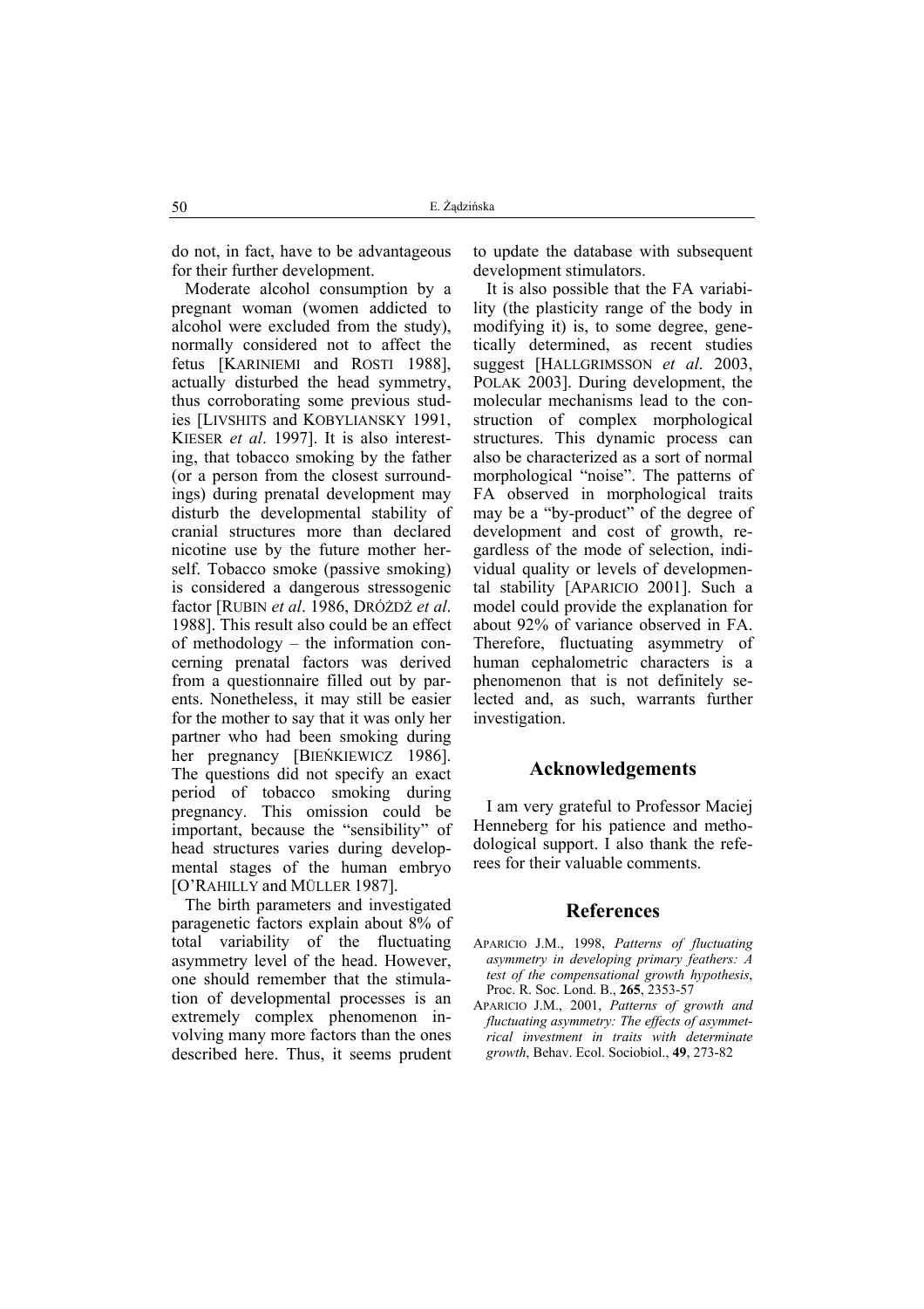do not, in fact, have to be advantageous for their further development.

Moderate alcohol consumption by a pregnant woman (women addicted to alcohol were excluded from the study), normally considered not to affect the fetus [KARINIEMI and ROSTI 1988], actually disturbed the head symmetry, thus corroborating some previous studies [LIVSHITS and KOBYLIANSKY 1991, KIESER *et al*. 1997]. It is also interesting, that tobacco smoking by the father (or a person from the closest surroundings) during prenatal development may disturb the developmental stability of cranial structures more than declared nicotine use by the future mother herself. Tobacco smoke (passive smoking) is considered a dangerous stressogenic factor [RUBIN *et al*. 1986, DRÓŻDŻ *et al*. 1988]. This result also could be an effect of methodology – the information concerning prenatal factors was derived from a questionnaire filled out by parents. Nonetheless, it may still be easier for the mother to say that it was only her partner who had been smoking during her pregnancy [BIEŃKIEWICZ 1986]. The questions did not specify an exact period of tobacco smoking during pregnancy. This omission could be important, because the "sensibility" of head structures varies during developmental stages of the human embryo [O'RAHILLY and MÜLLER 1987].

The birth parameters and investigated paragenetic factors explain about 8% of total variability of the fluctuating asymmetry level of the head. However, one should remember that the stimulation of developmental processes is an extremely complex phenomenon involving many more factors than the ones described here. Thus, it seems prudent to update the database with subsequent development stimulators.

It is also possible that the FA variability (the plasticity range of the body in modifying it) is, to some degree, genetically determined, as recent studies suggest [HALLGRIMSSON *et al*. 2003, POLAK 2003]. During development, the molecular mechanisms lead to the construction of complex morphological structures. This dynamic process can also be characterized as a sort of normal morphological "noise". The patterns of FA observed in morphological traits may be a "by-product" of the degree of development and cost of growth, regardless of the mode of selection, individual quality or levels of developmental stability [APARICIO 2001]. Such a model could provide the explanation for about 92% of variance observed in FA. Therefore, fluctuating asymmetry of human cephalometric characters is a phenomenon that is not definitely selected and, as such, warrants further investigation.

## Acknowledgements

I am very grateful to Professor Maciej Henneberg for his patience and methodological support. I also thank the referees for their valuable comments.

## References

APARICIO J.M., 1998, *Patterns of fluctuating asymmetry in developing primary feathers: A test of the compensational growth hypothesis*, Proc. R. Soc. Lond. B., **265**, 2353-57

APARICIO J.M., 2001, *Patterns of growth and fluctuating asymmetry: The effects of asymmetrical investment in traits with determinate growth*, Behav. Ecol. Sociobiol., **49**, 273-82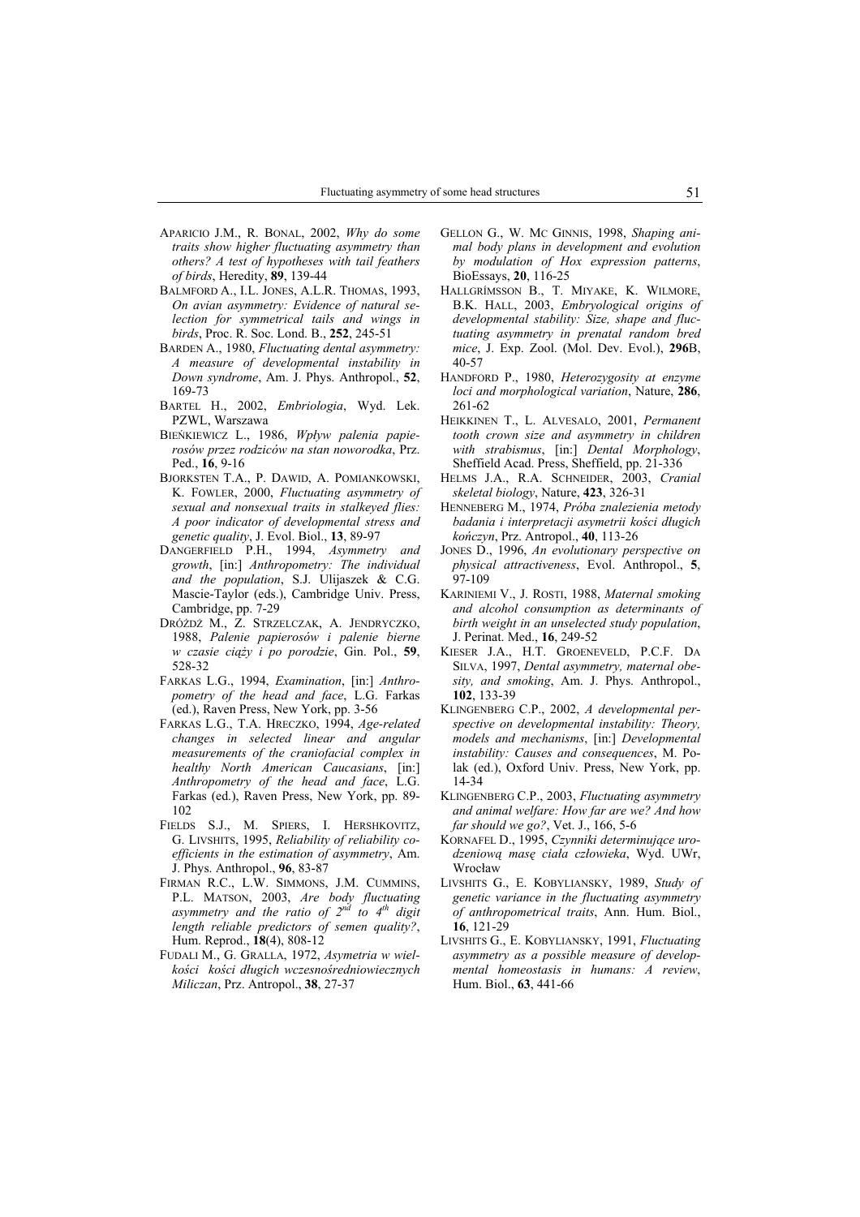APARICIO J.M., R. BONAL, 2002, *Why do some traits show higher fluctuating asymmetry than others? A test of hypotheses with tail feathers of birds*, Heredity, **89**, 139-44

BALMFORD A., I.L. JONES, A.L.R. THOMAS, 1993, *On avian asymmetry: Evidence of natural selection for symmetrical tails and wings in birds*, Proc. R. Soc. Lond. B., **252**, 245-51

BARDEN A., 1980, *Fluctuating dental asymmetry: A measure of developmental instability in Down syndrome*, Am. J. Phys. Anthropol., **52**, 169-73

BARTEL H., 2002, *Embriologia*, Wyd. Lek. PZWL, Warszawa

BIEŃKIEWICZ L., 1986, *Wpływ palenia papierosów przez rodziców na stan noworodka*, Prz. Ped., **16**, 9-16

BJORKSTEN T.A., P. DAWID, A. POMIANKOWSKI, K. FOWLER, 2000, *Fluctuating asymmetry of sexual and nonsexual traits in stalkeyed flies: A poor indicator of developmental stress and genetic quality*, J. Evol. Biol., **13**, 89-97

DANGERFIELD P.H., 1994, *Asymmetry and growth*, [in:] *Anthropometry: The individual and the population*, S.J. Ulijaszek & C.G. Mascie-Taylor (eds.), Cambridge Univ. Press, Cambridge, pp. 7-29

DRÓŻDŻ M., Z. STRZELCZAK, A. JENDRYCZKO, 1988, *Palenie papierosów i palenie bierne w czasie ciąży i po porodzie*, Gin. Pol., **59**, 528-32

FARKAS L.G., 1994, *Examination*, [in:] *Anthropometry of the head and face*, L.G. Farkas (ed.), Raven Press, New York, pp. 3-56

FARKAS L.G., T.A. HRECZKO, 1994, *Age-related changes in selected linear and angular measurements of the craniofacial complex in healthy North American Caucasians*, [in:] *Anthropometry of the head and face*, L.G. Farkas (ed.), Raven Press, New York, pp. 89-102

FIELDS S.J., M. SPIERS, I. HERSHKOVITZ, G. LIVSHITS, 1995, *Reliability of reliability coefficients in the estimation of asymmetry*, Am. J. Phys. Anthropol., **96**, 83-87

FIRMAN R.C., L.W. SIMMONS, J.M. CUMMINS, P.L. MATSON, 2003, *Are body fluctuating asymmetry and the ratio of 2nd to 4th digit length reliable predictors of semen quality?*, Hum. Reprod., **18**(4), 808-12

FUDALI M., G. GRALLA, 1972, *Asymetria w wielkości kości długich wczesnośredniowiecznych Miliczan*, Prz. Antropol., **38**, 27-37

GELLON G., W. MC GINNIS, 1998, *Shaping animal body plans in development and evolution by modulation of Hox expression patterns*, BioEssays, **20**, 116-25

HALLGRÍMSSON B., T. MIYAKE, K. WILMORE, B.K. HALL, 2003, *Embryological origins of developmental stability: Size, shape and fluctuating asymmetry in prenatal random bred mice*, J. Exp. Zool. (Mol. Dev. Evol.), **296**B, 40-57

HANDFORD P., 1980, *Heterozygosity at enzyme loci and morphological variation*, Nature, **286**, 261-62

HEIKKINEN T., L. ALVESALO, 2001, *Permanent tooth crown size and asymmetry in children with strabismus*, [in:] *Dental Morphology*, Sheffield Acad. Press, Sheffield, pp. 21-336

HELMS J.A., R.A. SCHNEIDER, 2003, *Cranial skeletal biology*, Nature, **423**, 326-31

HENNEBERG M., 1974, *Próba znalezienia metody badania i interpretacji asymetrii kości długich kończyn*, Prz. Antropol., **40**, 113-26

JONES D., 1996, *An evolutionary perspective on physical attractiveness*, Evol. Anthropol., **5**, 97-109

KARINIEMI V., J. ROSTI, 1988, *Maternal smoking and alcohol consumption as determinants of birth weight in an unselected study population*, J. Perinat. Med., **16**, 249-52

KIESER J.A., H.T. GROENEVELD, P.C.F. DA SILVA, 1997, *Dental asymmetry, maternal obesity, and smoking*, Am. J. Phys. Anthropol., **102**, 133-39

KLINGENBERG C.P., 2002, *A developmental perspective on developmental instability: Theory, models and mechanisms*, [in:] *Developmental instability: Causes and consequences*, M. Polak (ed.), Oxford Univ. Press, New York, pp. 14-34

KLINGENBERG C.P., 2003, *Fluctuating asymmetry and animal welfare: How far are we? And how far should we go?*, Vet. J., 166, 5-6

KORNAFEL D., 1995, *Czynniki determinujące urodzeniową masę ciała człowieka*, Wyd. UWr, Wrocław

LIVSHITS G., E. KOBYLIANSKY, 1989, *Study of genetic variance in the fluctuating asymmetry of anthropometrical traits*, Ann. Hum. Biol., **16**, 121-29

LIVSHITS G., E. KOBYLIANSKY, 1991, *Fluctuating asymmetry as a possible measure of developmental homeostasis in humans: A review*, Hum. Biol., **63**, 441-66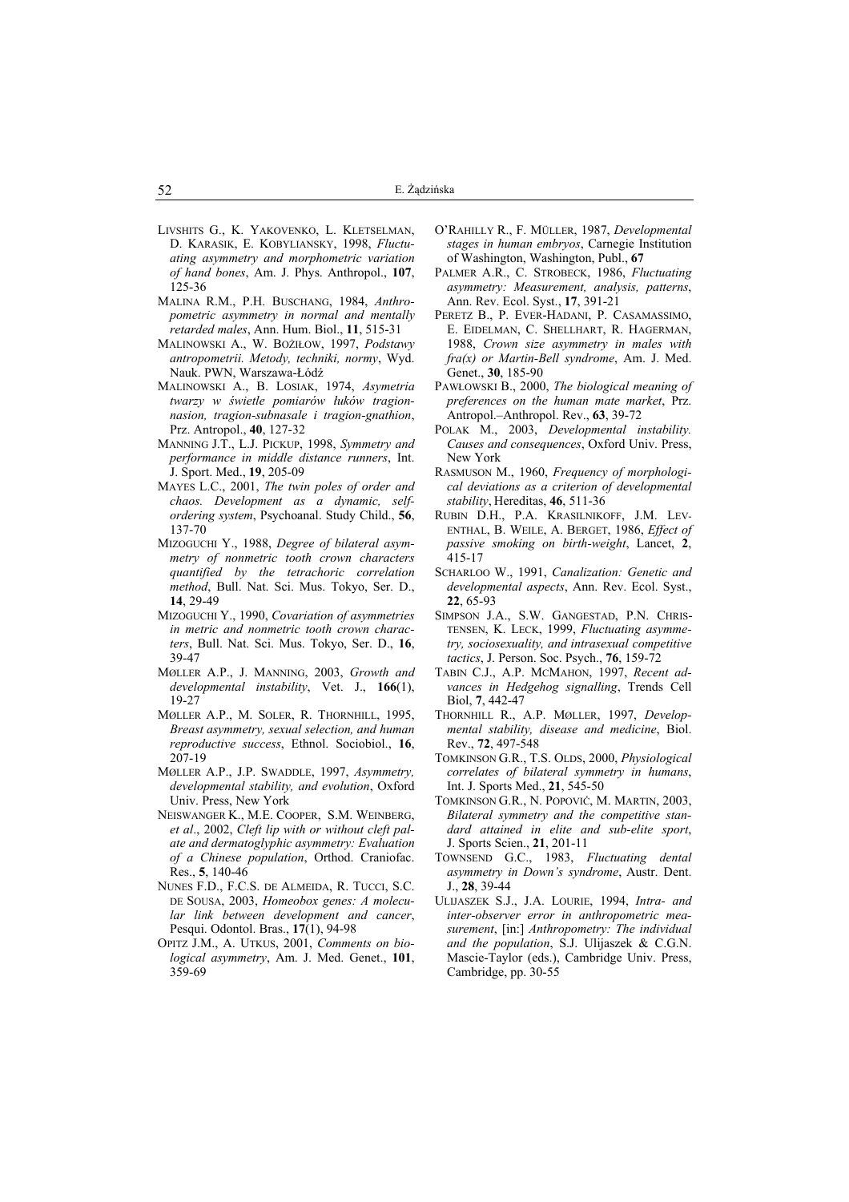LIVSHITS G., K. YAKOVENKO, L. KLETSELMAN, D. KARASIK, E. KOBYLIANSKY, 1998, *Fluctuating asymmetry and morphometric variation of hand bones*, Am. J. Phys. Anthropol., **107**, 125-36

MALINA R.M., P.H. BUSCHANG, 1984, *Anthropometric asymmetry in normal and mentally retarded males*, Ann. Hum. Biol., **11**, 515-31

MALINOWSKI A., W. BOŻIŁOW, 1997, *Podstawy antropometrii. Metody, techniki, normy*, Wyd. Nauk. PWN, Warszawa-Łódź

MALINOWSKI A., B. LOSIAK, 1974, *Asymetria twarzy w świetle pomiarów łuków tragionnasion, tragion-subnasale i tragion-gnathion*, Prz. Antropol., **40**, 127-32

MANNING J.T., L.J. PICKUP, 1998, *Symmetry and performance in middle distance runners*, Int. J. Sport. Med., **19**, 205-09

MAYES L.C., 2001, *The twin poles of order and chaos. Development as a dynamic, self-ordering system*, Psychoanal. Study Child., **56**, 137-70

MIZOGUCHI Y., 1988, *Degree of bilateral asymmetry of nonmetric tooth crown characters quantified by the tetrachoric correlation method*, Bull. Nat. Sci. Mus. Tokyo, Ser. D., **14**, 29-49

MIZOGUCHI Y., 1990, *Covariation of asymmetries in metric and nonmetric tooth crown characters*, Bull. Nat. Sci. Mus. Tokyo, Ser. D., **16**, 39-47

MØLLER A.P., J. MANNING, 2003, *Growth and developmental instability*, Vet. J., **166**(1), 19-27

MØLLER A.P., M. SOLER, R. THORNHILL, 1995, *Breast asymmetry, sexual selection, and human reproductive success*, Ethnol. Sociobiol., **16**, 207-19

MØLLER A.P., J.P. SWADDLE, 1997, *Asymmetry, developmental stability, and evolution*, Oxford Univ. Press, New York

NEISWANGER K., M.E. COOPER, S.M. WEINBERG, *et al*., 2002, *Cleft lip with or without cleft palate and dermatoglyphic asymmetry: Evaluation of a Chinese population*, Orthod. Craniofac. Res., **5**, 140-46

NUNES F.D., F.C.S. DE ALMEIDA, R. TUCCI, S.C. DE SOUSA, 2003, *Homeobox genes: A molecular link between development and cancer*, Pesqui. Odontol. Bras., **17**(1), 94-98

OPITZ J.M., A. UTKUS, 2001, *Comments on biological asymmetry*, Am. J. Med. Genet., **101**, 359-69

O'RAHILLY R., F. MÜLLER, 1987, *Developmental stages in human embryos*, Carnegie Institution of Washington, Washington, Publ., **67**

PALMER A.R., C. STROBECK, 1986, *Fluctuating asymmetry: Measurement, analysis, patterns*, Ann. Rev. Ecol. Syst., **17**, 391-21

PERETZ B., P. EVER-HADANI, P. CASAMASSIMO, E. EIDELMAN, C. SHELLHART, R. HAGERMAN, 1988, *Crown size asymmetry in males with fra(x) or Martin-Bell syndrome*, Am. J. Med. Genet., **30**, 185-90

PAWŁOWSKI B., 2000, *The biological meaning of preferences on the human mate market*, Prz. Antropol.–Anthropol. Rev., **63**, 39-72

POLAK M., 2003, *Developmental instability. Causes and consequences*, Oxford Univ. Press, New York

RASMUSON M., 1960, *Frequency of morphological deviations as a criterion of developmental stability*, Hereditas, **46**, 511-36

RUBIN D.H., P.A. KRASILNIKOFF, J.M. LEVENTHAL, B. WEILE, A. BERGET, 1986, *Effect of passive smoking on birth-weight*, Lancet, **2**, 415-17

SCHARLOO W., 1991, *Canalization: Genetic and developmental aspects*, Ann. Rev. Ecol. Syst., **22**, 65-93

SIMPSON J.A., S.W. GANGESTAD, P.N. CHRISTENSEN, K. LECK, 1999, *Fluctuating asymmetry, sociosexuality, and intrasexual competitive tactics*, J. Person. Soc. Psych., **76**, 159-72

TABIN C.J., A.P. MCMAHON, 1997, *Recent advances in Hedgehog signalling*, Trends Cell Biol, **7**, 442-47

THORNHILL R., A.P. MØLLER, 1997, *Developmental stability, disease and medicine*, Biol. Rev., **72**, 497-548

TOMKINSON G.R., T.S. OLDS, 2000, *Physiological correlates of bilateral symmetry in humans*, Int. J. Sports Med., **21**, 545-50

TOMKINSON G.R., N. POPOVIĆ, M. MARTIN, 2003, *Bilateral symmetry and the competitive standard attained in elite and sub-elite sport*, J. Sports Scien., **21**, 201-11

TOWNSEND G.C., 1983, *Fluctuating dental asymmetry in Down's syndrome*, Austr. Dent. J., **28**, 39-44

ULIJASZEK S.J., J.A. LOURIE, 1994, *Intra- and inter-observer error in anthropometric measurement*, [in:] *Anthropometry: The individual and the population*, S.J. Ulijaszek & C.G.N. Mascie-Taylor (eds.), Cambridge Univ. Press, Cambridge, pp. 30-55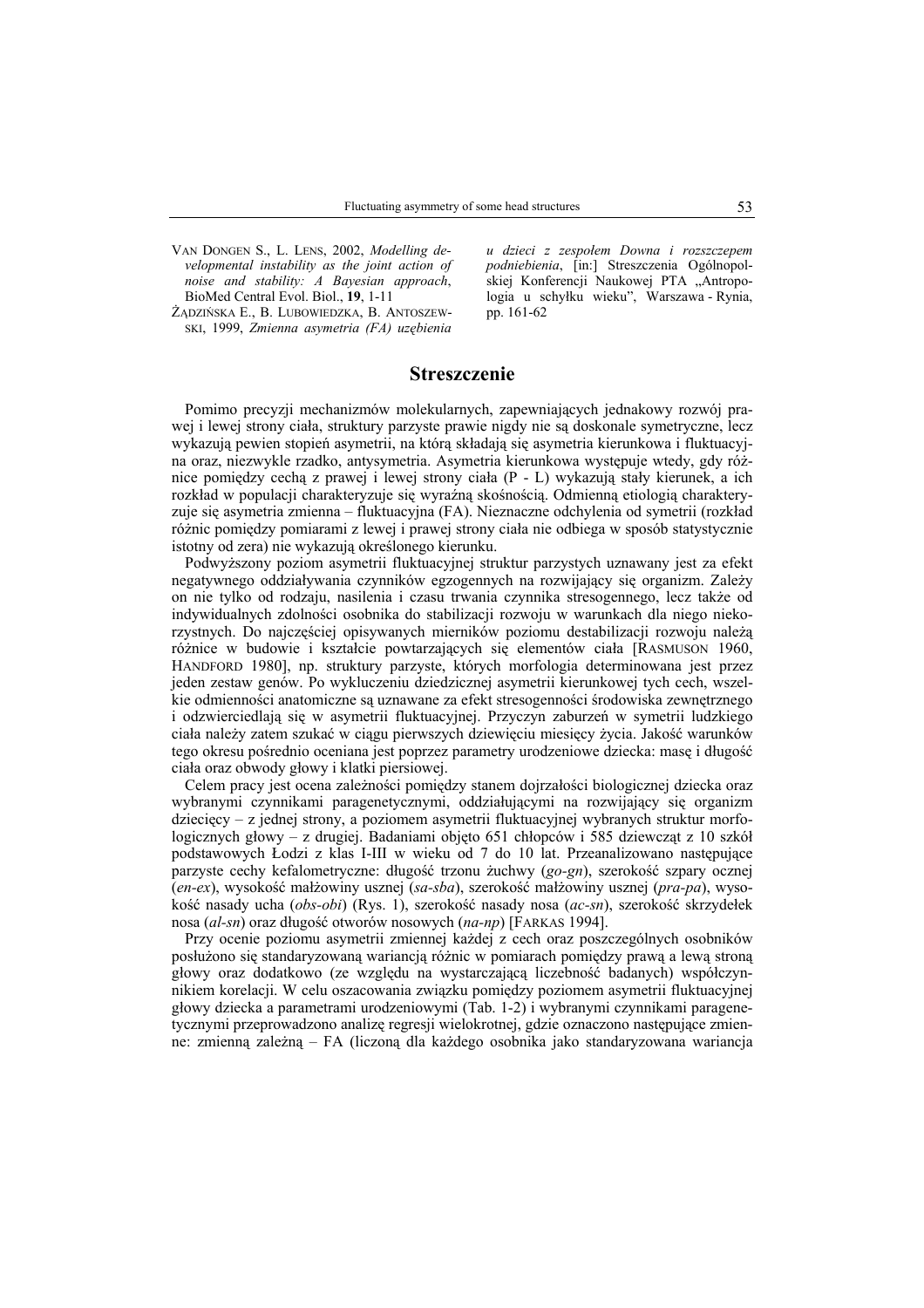VAN DONGEN S., L. LENS, 2002, *Modelling developmental instability as the joint action of noise and stability: A Bayesian approach*, BioMed Central Evol. Biol., **19**, 1-11

ŻĄDZIŃSKA E., B. LUBOWIEDZKA, B. ANTOSZEWSKI, 1999, *Zmienna asymetria (FA) uzębienia u dzieci z zespołem Downa i rozszczepem podniebienia*, [in:] Streszczenia Ogólnopolskiej Konferencji Naukowej PTA „Antropologia u schyłku wieku", Warszawa - Rynia, pp. 161-62

## Streszczenie

Pomimo precyzji mechanizmów molekularnych, zapewniających jednakowy rozwój prawej i lewej strony ciała, struktury parzyste prawie nigdy nie są doskonale symetryczne, lecz wykazują pewien stopień asymetrii, na którą składają się asymetria kierunkowa i fluktuacyjna oraz, niezwykle rzadko, antysymetria. Asymetria kierunkowa występuje wtedy, gdy różnice pomiędzy cechą z prawej i lewej strony ciała (P - L) wykazują stały kierunek, a ich rozkład w populacji charakteryzuje się wyraźną skośnością. Odmienną etiologią charakteryzuje się asymetria zmienna – fluktuacyjna (FA). Nieznaczne odchylenia od symetrii (rozkład różnic pomiędzy pomiarami z lewej i prawej strony ciała nie odbiega w sposób statystycznie istotny od zera) nie wykazują określonego kierunku.

Podwyższony poziom asymetrii fluktuacyjnej struktur parzystych uznawany jest za efekt negatywnego oddziaływania czynników egzogennych na rozwijający się organizm. Zależy on nie tylko od rodzaju, nasilenia i czasu trwania czynnika stresogennego, lecz także od indywidualnych zdolności osobnika do stabilizacji rozwoju w warunkach dla niego niekorzystnych. Do najczęściej opisywanych mierników poziomu destabilizacji rozwoju należą różnice w budowie i kształcie powtarzających się elementów ciała [RASMUSON 1960, HANDFORD 1980], np. struktury parzyste, których morfologia determinowana jest przez jeden zestaw genów. Po wykluczeniu dziedzicznej asymetrii kierunkowej tych cech, wszelkie odmienności anatomiczne są uznawane za efekt stresogenności środowiska zewnętrznego i odzwierciedlają się w asymetrii fluktuacyjnej. Przyczyn zaburzeń w symetrii ludzkiego ciała należy zatem szukać w ciągu pierwszych dziewięciu miesięcy życia. Jakość warunków tego okresu pośrednio oceniana jest poprzez parametry urodzeniowe dziecka: masę i długość ciała oraz obwody głowy i klatki piersiowej.

Celem pracy jest ocena zależności pomiędzy stanem dojrzałości biologicznej dziecka oraz wybranymi czynnikami paragenetycznymi, oddziałującymi na rozwijający się organizm dziecięcy – z jednej strony, a poziomem asymetrii fluktuacyjnej wybranych struktur morfologicznych głowy – z drugiej. Badaniami objęto 651 chłopców i 585 dziewcząt z 10 szkół podstawowych Łodzi z klas I-III w wieku od 7 do 10 lat. Przeanalizowano następujące parzyste cechy kefalometryczne: długość trzonu żuchwy (*go-gn*), szerokość szpary ocznej (*en-ex*), wysokość małżowiny usznej (*sa-sba*), szerokość małżowiny usznej (*pra-pa*), wysokość nasady ucha (*obs-obi*) (Rys. 1), szerokość nasady nosa (*ac-sn*), szerokość skrzydełek nosa (*al-sn*) oraz długość otworów nosowych (*na-np*) [FARKAS 1994].

Przy ocenie poziomu asymetrii zmiennej każdej z cech oraz poszczególnych osobników posłużono się standaryzowaną wariancją różnic w pomiarach pomiędzy prawą a lewą stroną głowy oraz dodatkowo (ze względu na wystarczającą liczebność badanych) współczynnikiem korelacji. W celu oszacowania związku pomiędzy poziomem asymetrii fluktuacyjnej głowy dziecka a parametrami urodzeniowymi (Tab. 1-2) i wybranymi czynnikami paragenetycznymi przeprowadzono analizę regresji wielokrotnej, gdzie oznaczono następujące zmienne: zmienną zależną – FA (liczoną dla każdego osobnika jako standaryzowana wariancja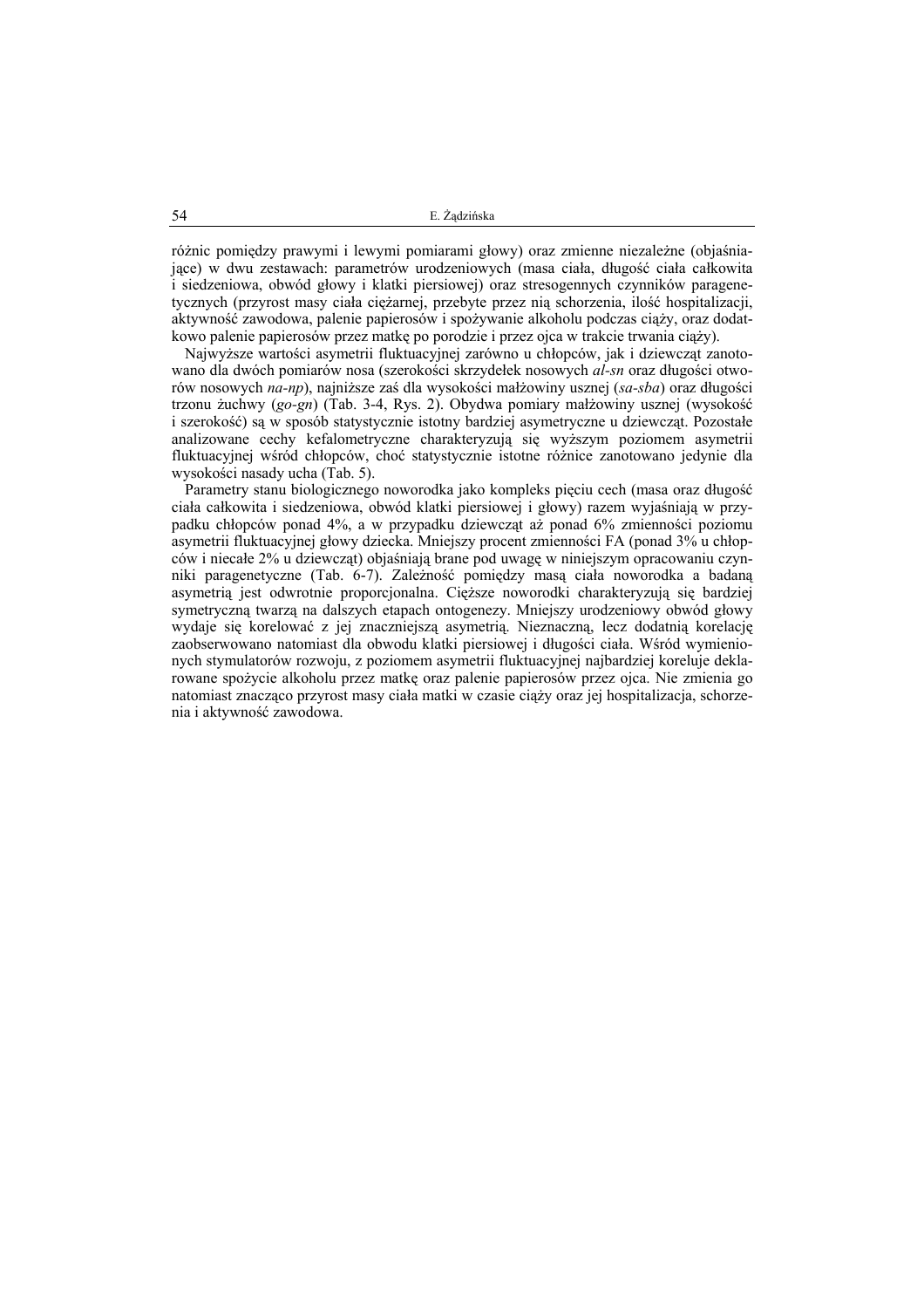różnic pomiędzy prawymi i lewymi pomiarami głowy) oraz zmienne niezależne (objaśniające) w dwu zestawach: parametrów urodzeniowych (masa ciała, długość ciała całkowita i siedzeniowa, obwód głowy i klatki piersiowej) oraz stresogennych czynników paragenetycznych (przyrost masy ciała ciężarnej, przebyte przez nią schorzenia, ilość hospitalizacji, aktywność zawodowa, palenie papierosów i spożywanie alkoholu podczas ciąży, oraz dodatkowo palenie papierosów przez matkę po porodzie i przez ojca w trakcie trwania ciąży).

Najwyższe wartości asymetrii fluktuacyjnej zarówno u chłopców, jak i dziewcząt zanotowano dla dwóch pomiarów nosa (szerokości skrzydełek nosowych *al-sn* oraz długości otworów nosowych *na-np*), najniższe zaś dla wysokości małżowiny usznej (*sa-sba*) oraz długości trzonu żuchwy (*go-gn*) (Tab. 3-4, Rys. 2). Obydwa pomiary małżowiny usznej (wysokość i szerokość) są w sposób statystycznie istotny bardziej asymetryczne u dziewcząt. Pozostałe analizowane cechy kefalometryczne charakteryzują się wyższym poziomem asymetrii fluktuacyjnej wśród chłopców, choć statystycznie istotne różnice zanotowano jedynie dla wysokości nasady ucha (Tab. 5).

Parametry stanu biologicznego noworodka jako kompleks pięciu cech (masa oraz długość ciała całkowita i siedzeniowa, obwód klatki piersiowej i głowy) razem wyjaśniają w przypadku chłopców ponad 4%, a w przypadku dziewcząt aż ponad 6% zmienności poziomu asymetrii fluktuacyjnej głowy dziecka. Mniejszy procent zmienności FA (ponad 3% u chłopców i niecałe 2% u dziewcząt) objaśniają brane pod uwagę w niniejszym opracowaniu czynniki paragenetyczne (Tab. 6-7). Zależność pomiędzy masą ciała noworodka a badaną asymetrią jest odwrotnie proporcjonalna. Cięższe noworodki charakteryzują się bardziej symetryczną twarzą na dalszych etapach ontogenezy. Mniejszy urodzeniowy obwód głowy wydaje się korelować z jej znaczniejszą asymetrią. Nieznaczną, lecz dodatnią korelację zaobserwowano natomiast dla obwodu klatki piersiowej i długości ciała. Wśród wymienionych stymulatorów rozwoju, z poziomem asymetrii fluktuacyjnej najbardziej koreluje deklarowane spożycie alkoholu przez matkę oraz palenie papierosów przez ojca. Nie zmienia go natomiast znacząco przyrost masy ciała matki w czasie ciąży oraz jej hospitalizacja, schorzenia i aktywność zawodowa.